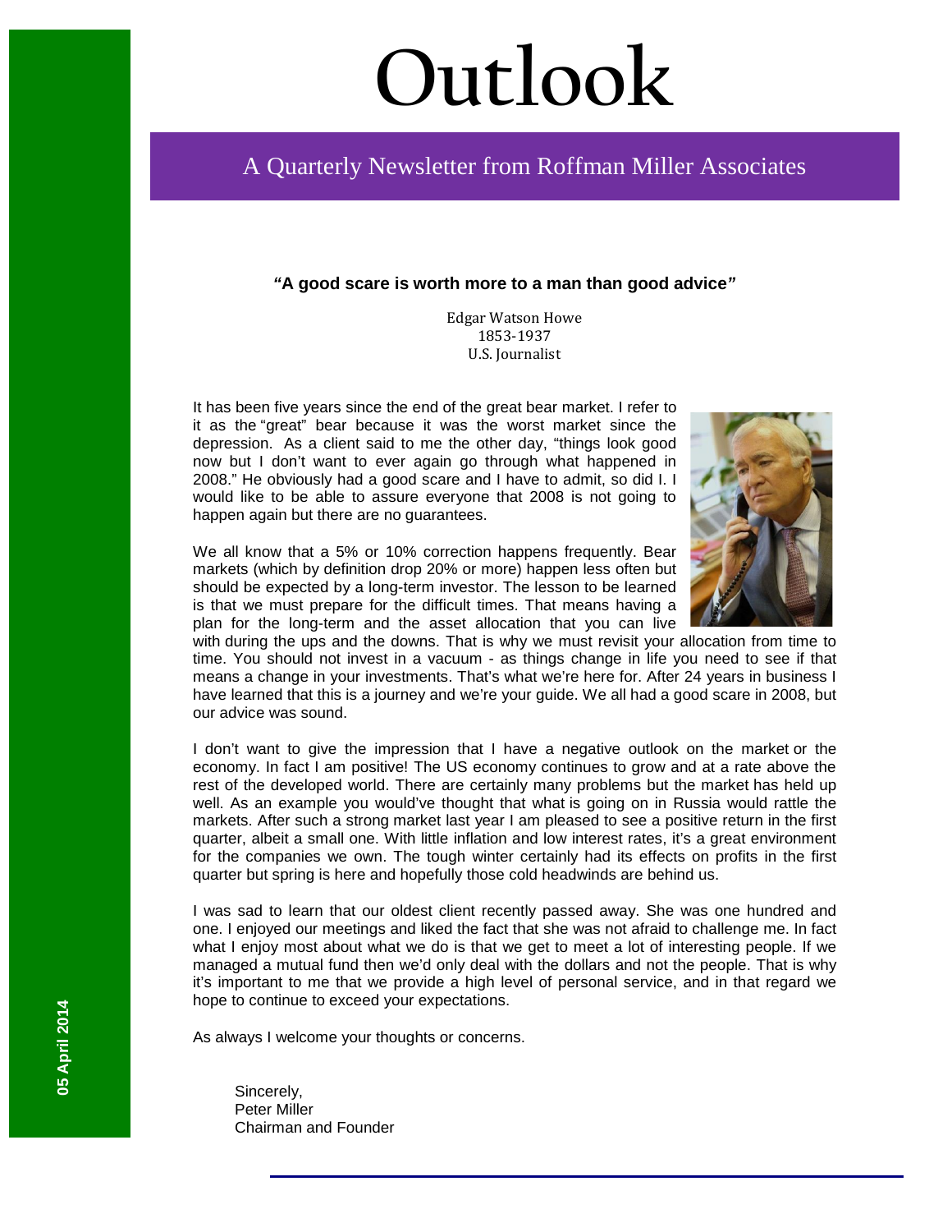# Outlook

## A Quarterly Newsletter from Roffman Miller Associates

05 April 2014

**"A good scare is worth more to a man than good advice"**

Edgar Watson Howe
1853-1937
U.S. Journalist

It has been five years since the end of the great bear market. I refer to it as the "great" bear because it was the worst market since the depression. As a client said to me the other day, "things look good now but I don't want to ever again go through what happened in 2008." He obviously had a good scare and I have to admit, so did I. I would like to be able to assure everyone that 2008 is not going to happen again but there are no guarantees.

We all know that a 5% or 10% correction happens frequently. Bear markets (which by definition drop 20% or more) happen less often but should be expected by a long-term investor. The lesson to be learned is that we must prepare for the difficult times. That means having a plan for the long-term and the asset allocation that you can live with during the ups and the downs. That is why we must revisit your allocation from time to time. You should not invest in a vacuum - as things change in life you need to see if that means a change in your investments. That's what we're here for. After 24 years in business I have learned that this is a journey and we're your guide. We all had a good scare in 2008, but our advice was sound.

I don't want to give the impression that I have a negative outlook on the market or the economy. In fact I am positive! The US economy continues to grow and at a rate above the rest of the developed world. There are certainly many problems but the market has held up well. As an example you would've thought that what is going on in Russia would rattle the markets. After such a strong market last year I am pleased to see a positive return in the first quarter, albeit a small one. With little inflation and low interest rates, it's a great environment for the companies we own. The tough winter certainly had its effects on profits in the first quarter but spring is here and hopefully those cold headwinds are behind us.

I was sad to learn that our oldest client recently passed away. She was one hundred and one. I enjoyed our meetings and liked the fact that she was not afraid to challenge me. In fact what I enjoy most about what we do is that we get to meet a lot of interesting people. If we managed a mutual fund then we'd only deal with the dollars and not the people. That is why it's important to me that we provide a high level of personal service, and in that regard we hope to continue to exceed your expectations.

As always I welcome your thoughts or concerns.

Sincerely,
Peter Miller
Chairman and Founder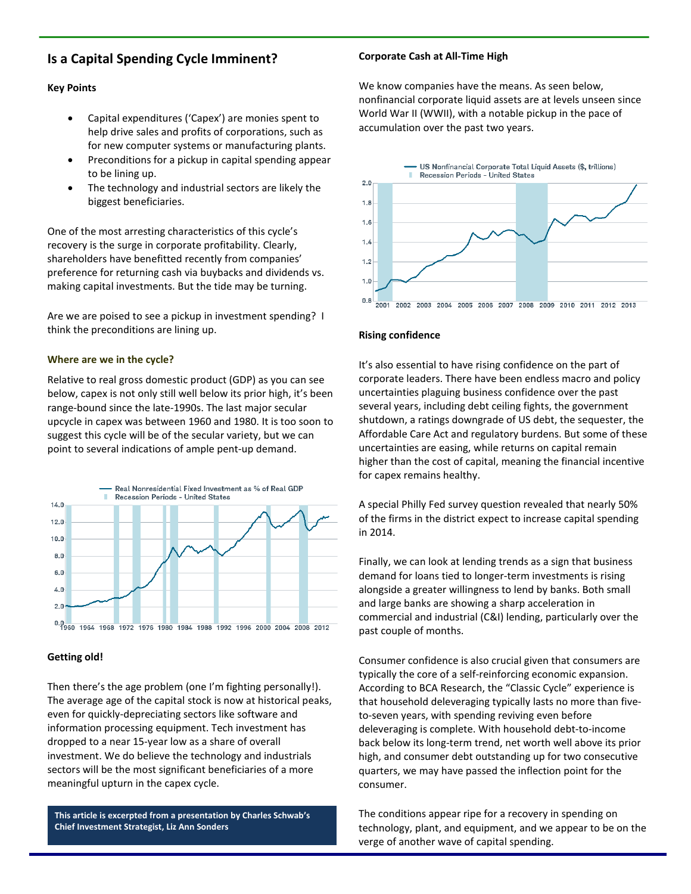## Is a Capital Spending Cycle Imminent?

**Key Points**

- Capital expenditures ('Capex') are monies spent to help drive sales and profits of corporations, such as for new computer systems or manufacturing plants.
- Preconditions for a pickup in capital spending appear to be lining up.
- The technology and industrial sectors are likely the biggest beneficiaries.

One of the most arresting characteristics of this cycle's recovery is the surge in corporate profitability. Clearly, shareholders have benefitted recently from companies' preference for returning cash via buybacks and dividends vs. making capital investments. But the tide may be turning.

Are we are poised to see a pickup in investment spending? I think the preconditions are lining up.

### Where are we in the cycle?

Relative to real gross domestic product (GDP) as you can see below, capex is not only still well below its prior high, it's been range-bound since the late-1990s. The last major secular upcycle in capex was between 1960 and 1980. It is too soon to suggest this cycle will be of the secular variety, but we can point to several indications of ample pent-up demand.

Real Nonresidential Fixed Investment as % of Real GDP
Recession Periods - United States

### Getting old!

Then there's the age problem (one I'm fighting personally!). The average age of the capital stock is now at historical peaks, even for quickly-depreciating sectors like software and information processing equipment. Tech investment has dropped to a near 15-year low as a share of overall investment. We do believe the technology and industrials sectors will be the most significant beneficiaries of a more meaningful upturn in the capex cycle.

**This article is excerpted from a presentation by Charles Schwab's Chief Investment Strategist, Liz Ann Sonders**

### Corporate Cash at All-Time High

We know companies have the means. As seen below, nonfinancial corporate liquid assets are at levels unseen since World War II (WWII), with a notable pickup in the pace of accumulation over the past two years.

US Nonfinancial Corporate Total Liquid Assets ($, trillions)
Recession Periods - United States

### Rising confidence

It's also essential to have rising confidence on the part of corporate leaders. There have been endless macro and policy uncertainties plaguing business confidence over the past several years, including debt ceiling fights, the government shutdown, a ratings downgrade of US debt, the sequester, the Affordable Care Act and regulatory burdens. But some of these uncertainties are easing, while returns on capital remain higher than the cost of capital, meaning the financial incentive for capex remains healthy.

A special Philly Fed survey question revealed that nearly 50% of the firms in the district expect to increase capital spending in 2014.

Finally, we can look at lending trends as a sign that business demand for loans tied to longer-term investments is rising alongside a greater willingness to lend by banks. Both small and large banks are showing a sharp acceleration in commercial and industrial (C&I) lending, particularly over the past couple of months.

Consumer confidence is also crucial given that consumers are typically the core of a self-reinforcing economic expansion. According to BCA Research, the "Classic Cycle" experience is that household deleveraging typically lasts no more than five-to-seven years, with spending reviving even before deleveraging is complete. With household debt-to-income back below its long-term trend, net worth well above its prior high, and consumer debt outstanding up for two consecutive quarters, we may have passed the inflection point for the consumer.

The conditions appear ripe for a recovery in spending on technology, plant, and equipment, and we appear to be on the verge of another wave of capital spending.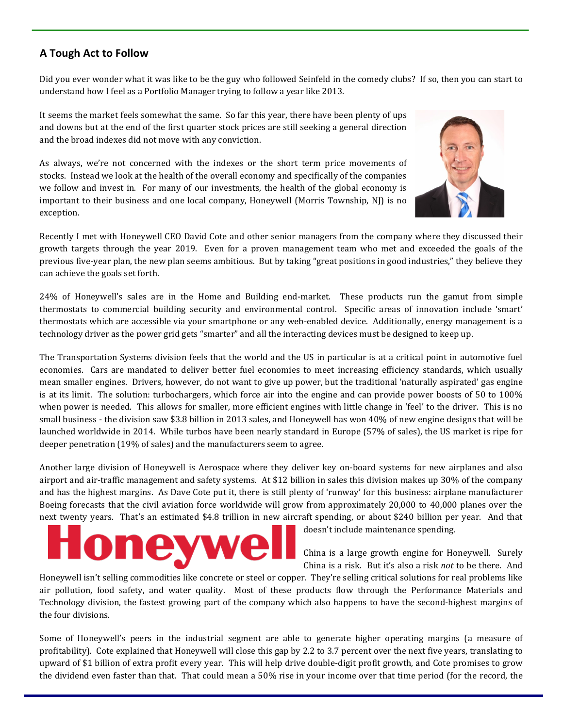## A Tough Act to Follow

Did you ever wonder what it was like to be the guy who followed Seinfeld in the comedy clubs? If so, then you can start to understand how I feel as a Portfolio Manager trying to follow a year like 2013.

It seems the market feels somewhat the same. So far this year, there have been plenty of ups and downs but at the end of the first quarter stock prices are still seeking a general direction and the broad indexes did not move with any conviction.

As always, we're not concerned with the indexes or the short term price movements of stocks. Instead we look at the health of the overall economy and specifically of the companies we follow and invest in. For many of our investments, the health of the global economy is important to their business and one local company, Honeywell (Morris Township, NJ) is no exception.

Recently I met with Honeywell CEO David Cote and other senior managers from the company where they discussed their growth targets through the year 2019. Even for a proven management team who met and exceeded the goals of the previous five-year plan, the new plan seems ambitious. But by taking "great positions in good industries," they believe they can achieve the goals set forth.

24% of Honeywell's sales are in the Home and Building end-market. These products run the gamut from simple thermostats to commercial building security and environmental control. Specific areas of innovation include 'smart' thermostats which are accessible via your smartphone or any web-enabled device. Additionally, energy management is a technology driver as the power grid gets "smarter" and all the interacting devices must be designed to keep up.

The Transportation Systems division feels that the world and the US in particular is at a critical point in automotive fuel economies. Cars are mandated to deliver better fuel economies to meet increasing efficiency standards, which usually mean smaller engines. Drivers, however, do not want to give up power, but the traditional 'naturally aspirated' gas engine is at its limit. The solution: turbochargers, which force air into the engine and can provide power boosts of 50 to 100% when power is needed. This allows for smaller, more efficient engines with little change in 'feel' to the driver. This is no small business - the division saw \$3.8 billion in 2013 sales, and Honeywell has won 40% of new engine designs that will be launched worldwide in 2014. While turbos have been nearly standard in Europe (57% of sales), the US market is ripe for deeper penetration (19% of sales) and the manufacturers seem to agree.

Another large division of Honeywell is Aerospace where they deliver key on-board systems for new airplanes and also airport and air-traffic management and safety systems. At \$12 billion in sales this division makes up 30% of the company and has the highest margins. As Dave Cote put it, there is still plenty of 'runway' for this business: airplane manufacturer Boeing forecasts that the civil aviation force worldwide will grow from approximately 20,000 to 40,000 planes over the next twenty years. That's an estimated \$4.8 trillion in new aircraft spending, or about \$240 billion per year. And that doesn't include maintenance spending.

Honeywell

China is a large growth engine for Honeywell. Surely China is a risk. But it's also a risk *not* to be there. And Honeywell isn't selling commodities like concrete or steel or copper. They're selling critical solutions for real problems like air pollution, food safety, and water quality. Most of these products flow through the Performance Materials and Technology division, the fastest growing part of the company which also happens to have the second-highest margins of the four divisions.

Some of Honeywell's peers in the industrial segment are able to generate higher operating margins (a measure of profitability). Cote explained that Honeywell will close this gap by 2.2 to 3.7 percent over the next five years, translating to upward of \$1 billion of extra profit every year. This will help drive double-digit profit growth, and Cote promises to grow the dividend even faster than that. That could mean a 50% rise in your income over that time period (for the record, the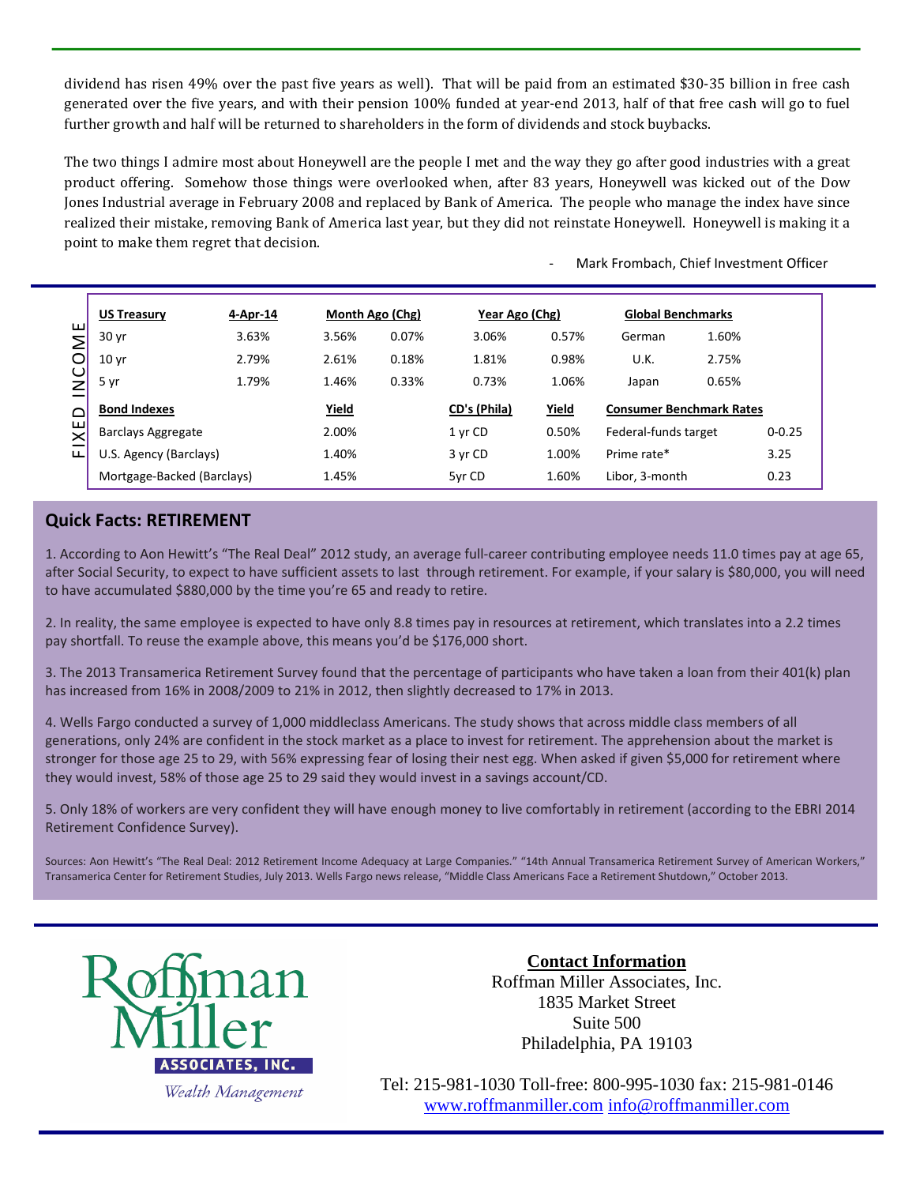dividend has risen 49% over the past five years as well). That will be paid from an estimated $30-35 billion in free cash generated over the five years, and with their pension 100% funded at year-end 2013, half of that free cash will go to fuel further growth and half will be returned to shareholders in the form of dividends and stock buybacks.

The two things I admire most about Honeywell are the people I met and the way they go after good industries with a great product offering. Somehow those things were overlooked when, after 83 years, Honeywell was kicked out of the Dow Jones Industrial average in February 2008 and replaced by Bank of America. The people who manage the index have since realized their mistake, removing Bank of America last year, but they did not reinstate Honeywell. Honeywell is making it a point to make them regret that decision.

- Mark Frombach, Chief Investment Officer

## FIXED INCOME

| US Treasury | 4-Apr-14 | Month Ago (Chg) | | Year Ago (Chg) | | Global Benchmarks | |
|---|---|---|---|---|---|---|---|
| 30 yr | 3.63% | 3.56% | 0.07% | 3.06% | 0.57% | German | 1.60% |
| 10 yr | 2.79% | 2.61% | 0.18% | 1.81% | 0.98% | U.K. | 2.75% |
| 5 yr | 1.79% | 1.46% | 0.33% | 0.73% | 1.06% | Japan | 0.65% |

| Bond Indexes | Yield | CD's (Phila) | Yield | Consumer Benchmark Rates | |
|---|---|---|---|---|---|
| Barclays Aggregate | 2.00% | 1 yr CD | 0.50% | Federal-funds target | 0-0.25 |
| U.S. Agency (Barclays) | 1.40% | 3 yr CD | 1.00% | Prime rate* | 3.25 |
| Mortgage-Backed (Barclays) | 1.45% | 5yr CD | 1.60% | Libor, 3-month | 0.23 |

## Quick Facts: RETIREMENT

1. According to Aon Hewitt's "The Real Deal" 2012 study, an average full-career contributing employee needs 11.0 times pay at age 65, after Social Security, to expect to have sufficient assets to last through retirement. For example, if your salary is $80,000, you will need to have accumulated $880,000 by the time you're 65 and ready to retire.

2. In reality, the same employee is expected to have only 8.8 times pay in resources at retirement, which translates into a 2.2 times pay shortfall. To reuse the example above, this means you'd be $176,000 short.

3. The 2013 Transamerica Retirement Survey found that the percentage of participants who have taken a loan from their 401(k) plan has increased from 16% in 2008/2009 to 21% in 2012, then slightly decreased to 17% in 2013.

4. Wells Fargo conducted a survey of 1,000 middleclass Americans. The study shows that across middle class members of all generations, only 24% are confident in the stock market as a place to invest for retirement. The apprehension about the market is stronger for those age 25 to 29, with 56% expressing fear of losing their nest egg. When asked if given $5,000 for retirement where they would invest, 58% of those age 25 to 29 said they would invest in a savings account/CD.

5. Only 18% of workers are very confident they will have enough money to live comfortably in retirement (according to the EBRI 2014 Retirement Confidence Survey).

Sources: Aon Hewitt's "The Real Deal: 2012 Retirement Income Adequacy at Large Companies." "14th Annual Transamerica Retirement Survey of American Workers," Transamerica Center for Retirement Studies, July 2013. Wells Fargo news release, "Middle Class Americans Face a Retirement Shutdown," October 2013.

Roffman Miller ASSOCIATES, INC.
*Wealth Management*

**Contact Information**

Roffman Miller Associates, Inc.
1835 Market Street
Suite 500
Philadelphia, PA 19103

Tel: 215-981-1030 Toll-free: 800-995-1030 fax: 215-981-0146
www.roffmanmiller.com info@roffmanmiller.com